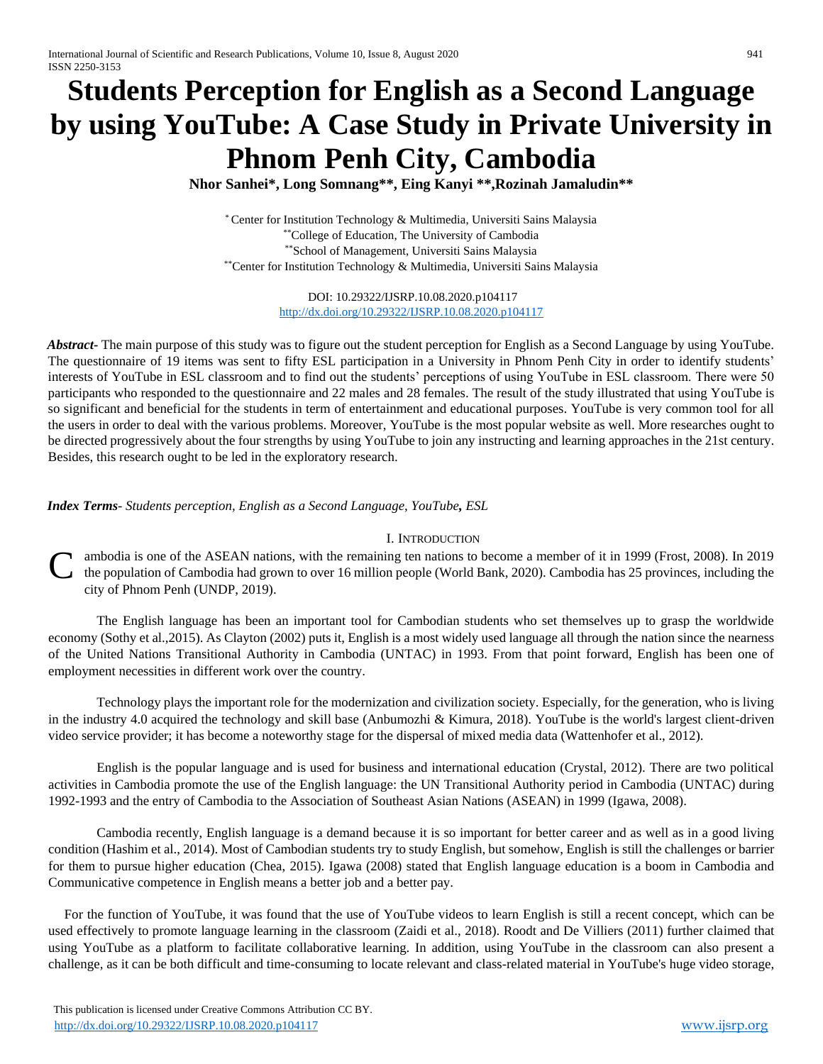# Students Perception for English as a Second Language by using YouTube: A Case Study in Private University in Phnom Penh City, Cambodia

**Nhor Sanhei\*, Long Somnang\*\*, Eing Kanyi \*\*, Rozinah Jamaludin\*\***

\* Center for Institution Technology & Multimedia, Universiti Sains Malaysia
\*\* College of Education, The University of Cambodia
\*\* School of Management, Universiti Sains Malaysia
\*\* Center for Institution Technology & Multimedia, Universiti Sains Malaysia

DOI: 10.29322/IJSRP.10.08.2020.p104117
http://dx.doi.org/10.29322/IJSRP.10.08.2020.p104117

***Abstract-*** The main purpose of this study was to figure out the student perception for English as a Second Language by using YouTube. The questionnaire of 19 items was sent to fifty ESL participation in a University in Phnom Penh City in order to identify students' interests of YouTube in ESL classroom and to find out the students' perceptions of using YouTube in ESL classroom. There were 50 participants who responded to the questionnaire and 22 males and 28 females. The result of the study illustrated that using YouTube is so significant and beneficial for the students in term of entertainment and educational purposes. YouTube is very common tool for all the users in order to deal with the various problems. Moreover, YouTube is the most popular website as well. More researches ought to be directed progressively about the four strengths by using YouTube to join any instructing and learning approaches in the 21st century. Besides, this research ought to be led in the exploratory research.

***Index Terms-*** *Students perception, English as a Second Language, YouTube, **ESL***

## I. Introduction

Cambodia is one of the ASEAN nations, with the remaining ten nations to become a member of it in 1999 (Frost, 2008). In 2019 the population of Cambodia had grown to over 16 million people (World Bank, 2020). Cambodia has 25 provinces, including the city of Phnom Penh (UNDP, 2019).

The English language has been an important tool for Cambodian students who set themselves up to grasp the worldwide economy (Sothy et al.,2015). As Clayton (2002) puts it, English is a most widely used language all through the nation since the nearness of the United Nations Transitional Authority in Cambodia (UNTAC) in 1993. From that point forward, English has been one of employment necessities in different work over the country.

Technology plays the important role for the modernization and civilization society. Especially, for the generation, who is living in the industry 4.0 acquired the technology and skill base (Anbumozhi & Kimura, 2018). YouTube is the world's largest client-driven video service provider; it has become a noteworthy stage for the dispersal of mixed media data (Wattenhofer et al., 2012).

English is the popular language and is used for business and international education (Crystal, 2012). There are two political activities in Cambodia promote the use of the English language: the UN Transitional Authority period in Cambodia (UNTAC) during 1992-1993 and the entry of Cambodia to the Association of Southeast Asian Nations (ASEAN) in 1999 (Igawa, 2008).

Cambodia recently, English language is a demand because it is so important for better career and as well as in a good living condition (Hashim et al., 2014). Most of Cambodian students try to study English, but somehow, English is still the challenges or barrier for them to pursue higher education (Chea, 2015). Igawa (2008) stated that English language education is a boom in Cambodia and Communicative competence in English means a better job and a better pay.

For the function of YouTube, it was found that the use of YouTube videos to learn English is still a recent concept, which can be used effectively to promote language learning in the classroom (Zaidi et al., 2018). Roodt and De Villiers (2011) further claimed that using YouTube as a platform to facilitate collaborative learning. In addition, using YouTube in the classroom can also present a challenge, as it can be both difficult and time-consuming to locate relevant and class-related material in YouTube's huge video storage,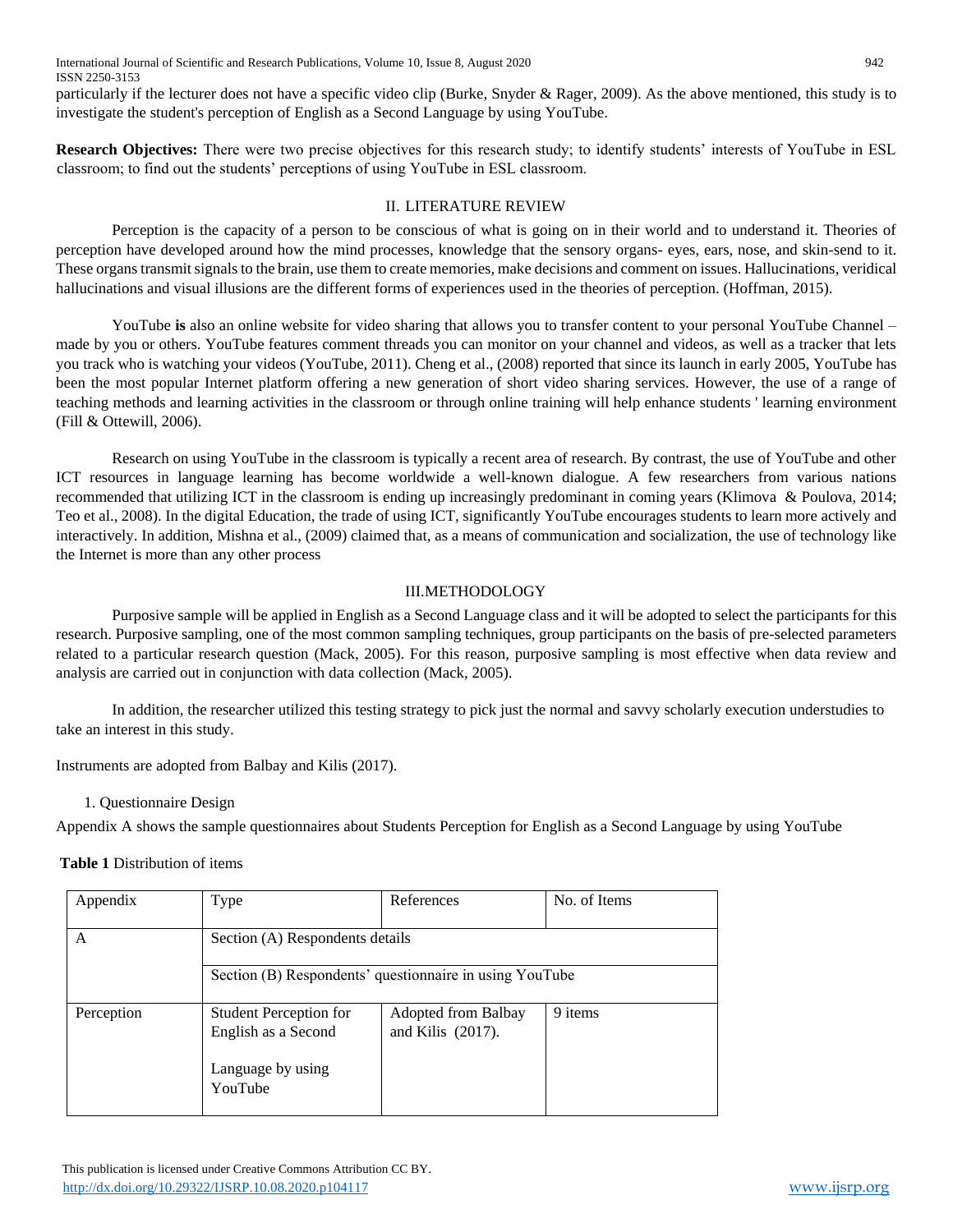particularly if the lecturer does not have a specific video clip (Burke, Snyder & Rager, 2009). As the above mentioned, this study is to investigate the student's perception of English as a Second Language by using YouTube.

**Research Objectives:** There were two precise objectives for this research study; to identify students' interests of YouTube in ESL classroom; to find out the students' perceptions of using YouTube in ESL classroom.

## II. LITERATURE REVIEW

Perception is the capacity of a person to be conscious of what is going on in their world and to understand it. Theories of perception have developed around how the mind processes, knowledge that the sensory organs- eyes, ears, nose, and skin-send to it. These organs transmit signals to the brain, use them to create memories, make decisions and comment on issues. Hallucinations, veridical hallucinations and visual illusions are the different forms of experiences used in the theories of perception. (Hoffman, 2015).

YouTube **is** also an online website for video sharing that allows you to transfer content to your personal YouTube Channel – made by you or others. YouTube features comment threads you can monitor on your channel and videos, as well as a tracker that lets you track who is watching your videos (YouTube, 2011). Cheng et al., (2008) reported that since its launch in early 2005, YouTube has been the most popular Internet platform offering a new generation of short video sharing services. However, the use of a range of teaching methods and learning activities in the classroom or through online training will help enhance students ' learning environment (Fill & Ottewill, 2006).

Research on using YouTube in the classroom is typically a recent area of research. By contrast, the use of YouTube and other ICT resources in language learning has become worldwide a well-known dialogue. A few researchers from various nations recommended that utilizing ICT in the classroom is ending up increasingly predominant in coming years (Klimova & Poulova, 2014; Teo et al., 2008). In the digital Education, the trade of using ICT, significantly YouTube encourages students to learn more actively and interactively. In addition, Mishna et al., (2009) claimed that, as a means of communication and socialization, the use of technology like the Internet is more than any other process

## III.METHODOLOGY

Purposive sample will be applied in English as a Second Language class and it will be adopted to select the participants for this research. Purposive sampling, one of the most common sampling techniques, group participants on the basis of pre-selected parameters related to a particular research question (Mack, 2005). For this reason, purposive sampling is most effective when data review and analysis are carried out in conjunction with data collection (Mack, 2005).

In addition, the researcher utilized this testing strategy to pick just the normal and savvy scholarly execution understudies to take an interest in this study.

Instruments are adopted from Balbay and Kilis (2017).

1. Questionnaire Design

Appendix A shows the sample questionnaires about Students Perception for English as a Second Language by using YouTube

**Table 1** Distribution of items

| Appendix | Type | References | No. of Items |
|---|---|---|---|
| A | Section (A) Respondents details | | |
| | Section (B) Respondents' questionnaire in using YouTube | | |
| Perception | Student Perception for English as a Second Language by using YouTube | Adopted from Balbay and Kilis (2017). | 9 items |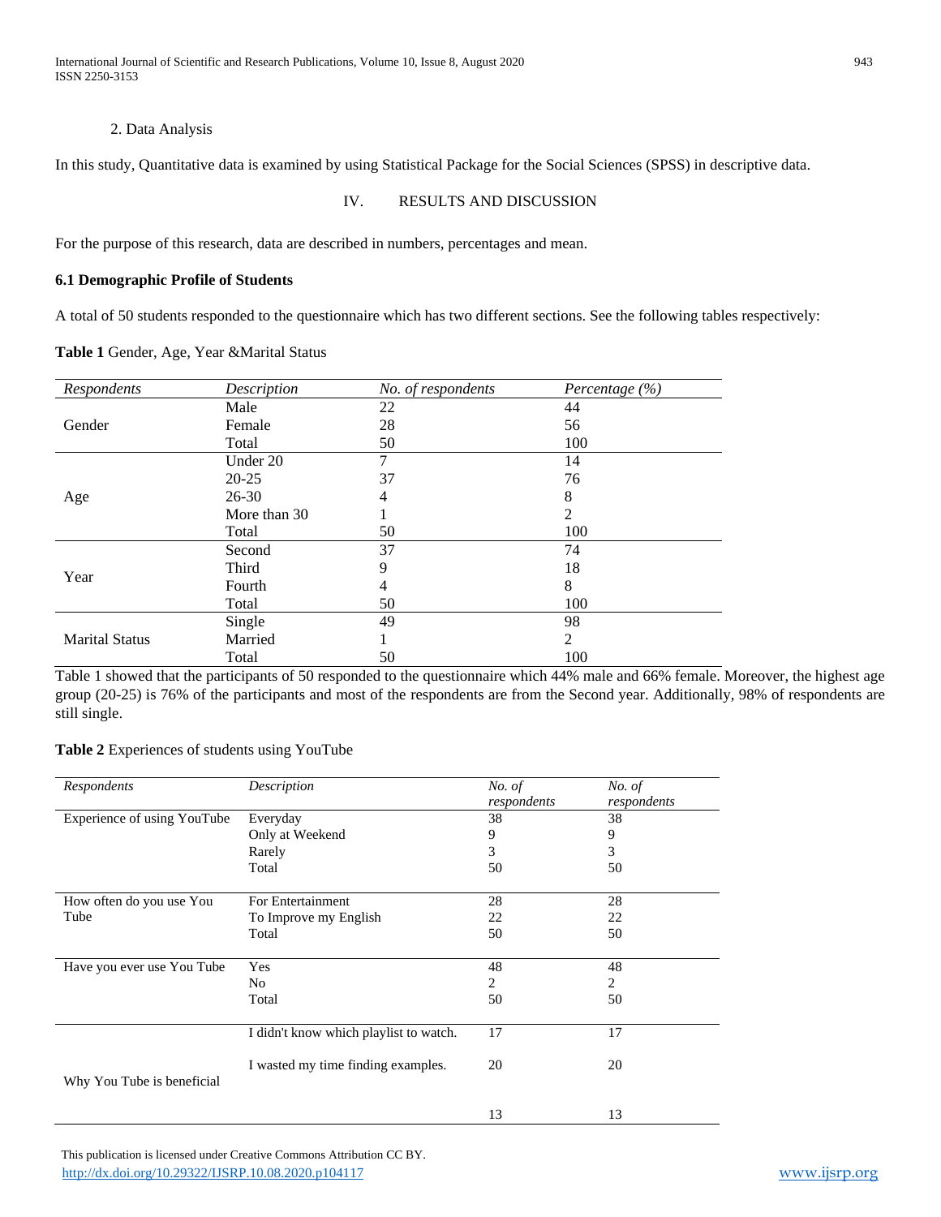2. Data Analysis

In this study, Quantitative data is examined by using Statistical Package for the Social Sciences (SPSS) in descriptive data.

# IV. RESULTS AND DISCUSSION

For the purpose of this research, data are described in numbers, percentages and mean.

### 6.1 Demographic Profile of Students

A total of 50 students responded to the questionnaire which has two different sections. See the following tables respectively:

**Table 1** Gender, Age, Year &Marital Status

| *Respondents* | *Description* | *No. of respondents* | *Percentage (%)* |
|---|---|---|---|
| Gender | Male | 22 | 44 |
| | Female | 28 | 56 |
| | Total | 50 | 100 |
| Age | Under 20 | 7 | 14 |
| | 20-25 | 37 | 76 |
| | 26-30 | 4 | 8 |
| | More than 30 | 1 | 2 |
| | Total | 50 | 100 |
| Year | Second | 37 | 74 |
| | Third | 9 | 18 |
| | Fourth | 4 | 8 |
| | Total | 50 | 100 |
| Marital Status | Single | 49 | 98 |
| | Married | 1 | 2 |
| | Total | 50 | 100 |

Table 1 showed that the participants of 50 responded to the questionnaire which 44% male and 66% female. Moreover, the highest age group (20-25) is 76% of the participants and most of the respondents are from the Second year. Additionally, 98% of respondents are still single.

**Table 2** Experiences of students using YouTube

| *Respondents* | *Description* | *No. of respondents* | *No. of respondents* |
|---|---|---|---|
| Experience of using YouTube | Everyday | 38 | 38 |
| | Only at Weekend | 9 | 9 |
| | Rarely | 3 | 3 |
| | Total | 50 | 50 |
| How often do you use You Tube | For Entertainment | 28 | 28 |
| | To Improve my English | 22 | 22 |
| | Total | 50 | 50 |
| Have you ever use You Tube | Yes | 48 | 48 |
| | No | 2 | 2 |
| | Total | 50 | 50 |
| Why You Tube is beneficial | I didn't know which playlist to watch. | 17 | 17 |
| | I wasted my time finding examples. | 20 | 20 |
| | | 13 | 13 |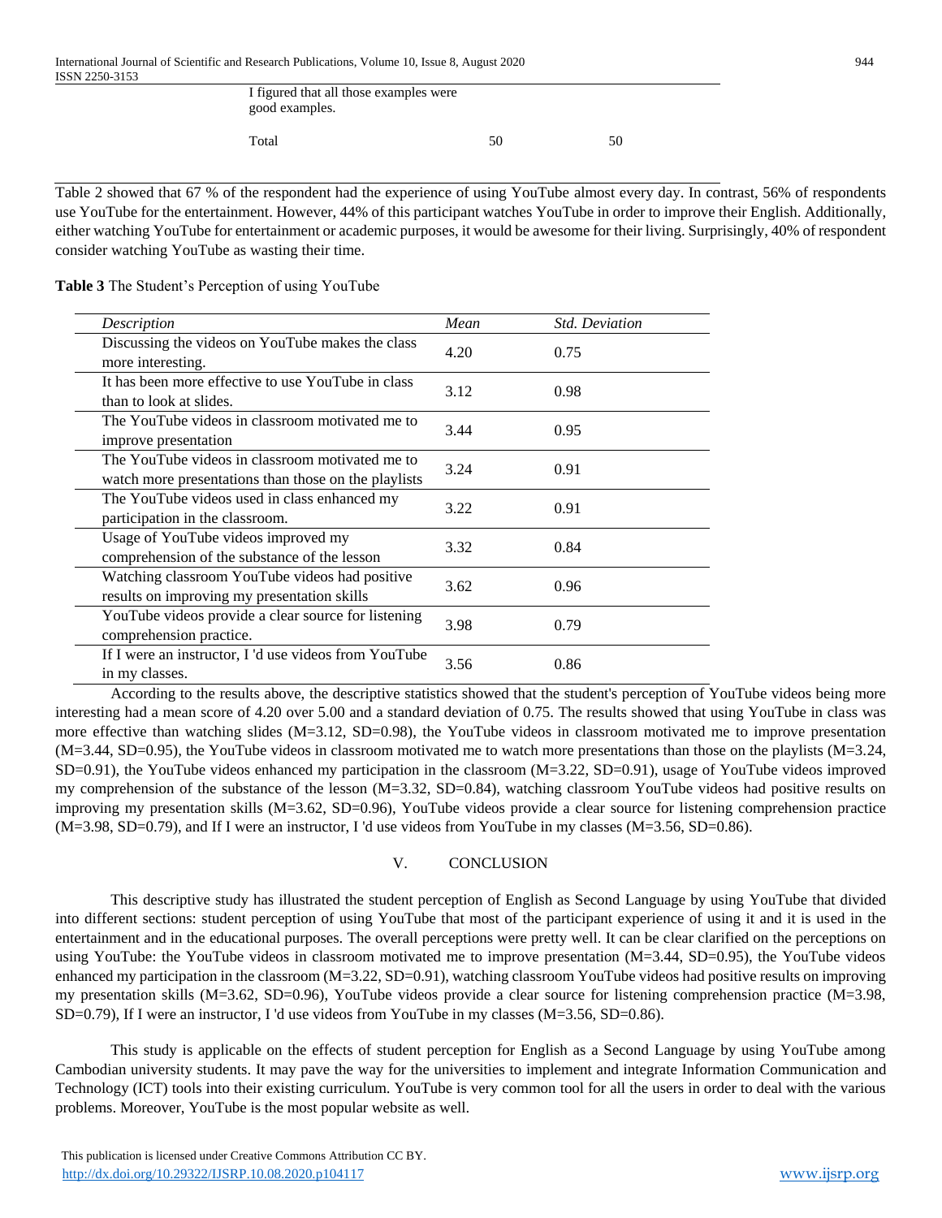| | | |
|---|---|---|
| I figured that all those examples were good examples. | | |
| Total | 50 | 50 |

Table 2 showed that 67 % of the respondent had the experience of using YouTube almost every day. In contrast, 56% of respondents use YouTube for the entertainment. However, 44% of this participant watches YouTube in order to improve their English. Additionally, either watching YouTube for entertainment or academic purposes, it would be awesome for their living. Surprisingly, 40% of respondent consider watching YouTube as wasting their time.

**Table 3** The Student's Perception of using YouTube

| *Description* | *Mean* | *Std. Deviation* |
|---|---|---|
| Discussing the videos on YouTube makes the class more interesting. | 4.20 | 0.75 |
| It has been more effective to use YouTube in class than to look at slides. | 3.12 | 0.98 |
| The YouTube videos in classroom motivated me to improve presentation | 3.44 | 0.95 |
| The YouTube videos in classroom motivated me to watch more presentations than those on the playlists | 3.24 | 0.91 |
| The YouTube videos used in class enhanced my participation in the classroom. | 3.22 | 0.91 |
| Usage of YouTube videos improved my comprehension of the substance of the lesson | 3.32 | 0.84 |
| Watching classroom YouTube videos had positive results on improving my presentation skills | 3.62 | 0.96 |
| YouTube videos provide a clear source for listening comprehension practice. | 3.98 | 0.79 |
| If I were an instructor, I 'd use videos from YouTube in my classes. | 3.56 | 0.86 |

According to the results above, the descriptive statistics showed that the student's perception of YouTube videos being more interesting had a mean score of 4.20 over 5.00 and a standard deviation of 0.75. The results showed that using YouTube in class was more effective than watching slides (M=3.12, SD=0.98), the YouTube videos in classroom motivated me to improve presentation (M=3.44, SD=0.95), the YouTube videos in classroom motivated me to watch more presentations than those on the playlists (M=3.24, SD=0.91), the YouTube videos enhanced my participation in the classroom (M=3.22, SD=0.91), usage of YouTube videos improved my comprehension of the substance of the lesson (M=3.32, SD=0.84), watching classroom YouTube videos had positive results on improving my presentation skills (M=3.62, SD=0.96), YouTube videos provide a clear source for listening comprehension practice (M=3.98, SD=0.79), and If I were an instructor, I 'd use videos from YouTube in my classes (M=3.56, SD=0.86).

## V. CONCLUSION

This descriptive study has illustrated the student perception of English as Second Language by using YouTube that divided into different sections: student perception of using YouTube that most of the participant experience of using it and it is used in the entertainment and in the educational purposes. The overall perceptions were pretty well. It can be clear clarified on the perceptions on using YouTube: the YouTube videos in classroom motivated me to improve presentation (M=3.44, SD=0.95), the YouTube videos enhanced my participation in the classroom (M=3.22, SD=0.91), watching classroom YouTube videos had positive results on improving my presentation skills (M=3.62, SD=0.96), YouTube videos provide a clear source for listening comprehension practice (M=3.98, SD=0.79), If I were an instructor, I 'd use videos from YouTube in my classes (M=3.56, SD=0.86).

This study is applicable on the effects of student perception for English as a Second Language by using YouTube among Cambodian university students. It may pave the way for the universities to implement and integrate Information Communication and Technology (ICT) tools into their existing curriculum. YouTube is very common tool for all the users in order to deal with the various problems. Moreover, YouTube is the most popular website as well.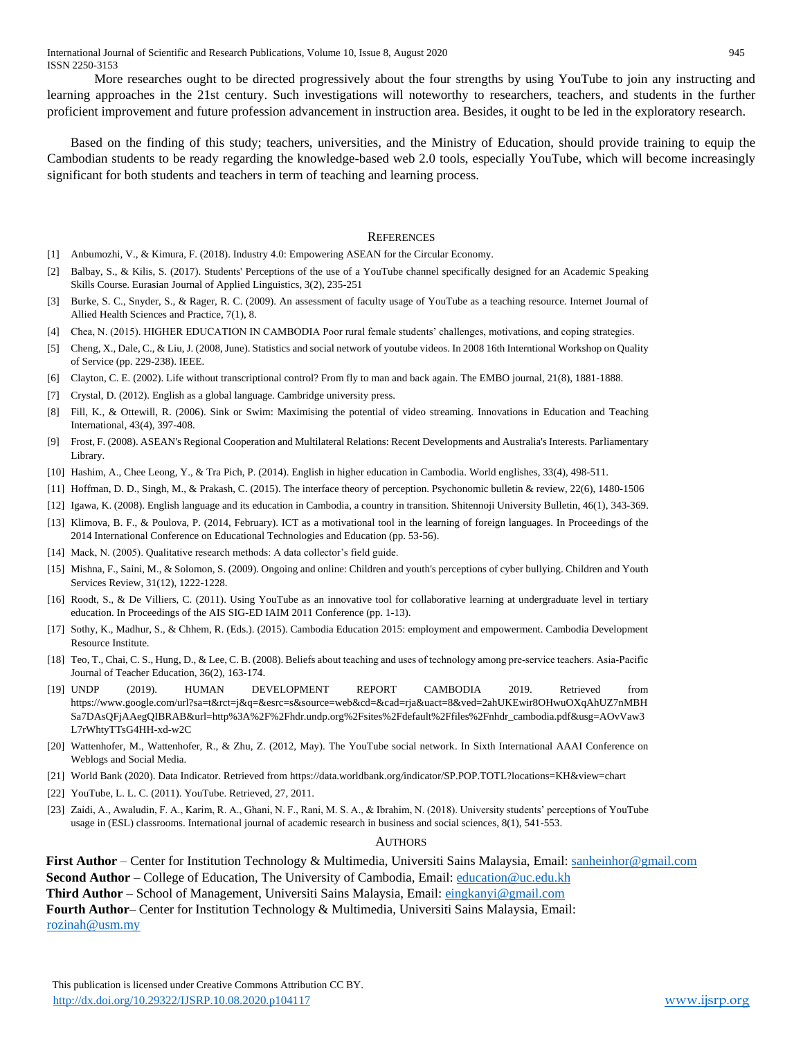More researches ought to be directed progressively about the four strengths by using YouTube to join any instructing and learning approaches in the 21st century. Such investigations will noteworthy to researchers, teachers, and students in the further proficient improvement and future profession advancement in instruction area. Besides, it ought to be led in the exploratory research.

Based on the finding of this study; teachers, universities, and the Ministry of Education, should provide training to equip the Cambodian students to be ready regarding the knowledge-based web 2.0 tools, especially YouTube, which will become increasingly significant for both students and teachers in term of teaching and learning process.

## REFERENCES

[1] Anbumozhi, V., & Kimura, F. (2018). Industry 4.0: Empowering ASEAN for the Circular Economy.

[2] Balbay, S., & Kilis, S. (2017). Students' Perceptions of the use of a YouTube channel specifically designed for an Academic Speaking Skills Course. Eurasian Journal of Applied Linguistics, 3(2), 235-251

[3] Burke, S. C., Snyder, S., & Rager, R. C. (2009). An assessment of faculty usage of YouTube as a teaching resource. Internet Journal of Allied Health Sciences and Practice, 7(1), 8.

[4] Chea, N. (2015). HIGHER EDUCATION IN CAMBODIA Poor rural female students' challenges, motivations, and coping strategies.

[5] Cheng, X., Dale, C., & Liu, J. (2008, June). Statistics and social network of youtube videos. In 2008 16th Interntional Workshop on Quality of Service (pp. 229-238). IEEE.

[6] Clayton, C. E. (2002). Life without transcriptional control? From fly to man and back again. The EMBO journal, 21(8), 1881-1888.

[7] Crystal, D. (2012). English as a global language. Cambridge university press.

[8] Fill, K., & Ottewill, R. (2006). Sink or Swim: Maximising the potential of video streaming. Innovations in Education and Teaching International, 43(4), 397-408.

[9] Frost, F. (2008). ASEAN's Regional Cooperation and Multilateral Relations: Recent Developments and Australia's Interests. Parliamentary Library.

[10] Hashim, A., Chee Leong, Y., & Tra Pich, P. (2014). English in higher education in Cambodia. World englishes, 33(4), 498-511.

[11] Hoffman, D. D., Singh, M., & Prakash, C. (2015). The interface theory of perception. Psychonomic bulletin & review, 22(6), 1480-1506

[12] Igawa, K. (2008). English language and its education in Cambodia, a country in transition. Shitennoji University Bulletin, 46(1), 343-369.

[13] Klimova, B. F., & Poulova, P. (2014, February). ICT as a motivational tool in the learning of foreign languages. In Proceedings of the 2014 International Conference on Educational Technologies and Education (pp. 53-56).

[14] Mack, N. (2005). Qualitative research methods: A data collector's field guide.

[15] Mishna, F., Saini, M., & Solomon, S. (2009). Ongoing and online: Children and youth's perceptions of cyber bullying. Children and Youth Services Review, 31(12), 1222-1228.

[16] Roodt, S., & De Villiers, C. (2011). Using YouTube as an innovative tool for collaborative learning at undergraduate level in tertiary education. In Proceedings of the AIS SIG-ED IAIM 2011 Conference (pp. 1-13).

[17] Sothy, K., Madhur, S., & Chhem, R. (Eds.). (2015). Cambodia Education 2015: employment and empowerment. Cambodia Development Resource Institute.

[18] Teo, T., Chai, C. S., Hung, D., & Lee, C. B. (2008). Beliefs about teaching and uses of technology among pre-service teachers. Asia-Pacific Journal of Teacher Education, 36(2), 163-174.

[19] UNDP (2019). HUMAN DEVELOPMENT REPORT CAMBODIA 2019. Retrieved from https://www.google.com/url?sa=t&rct=j&q=&esrc=s&source=web&cd=&cad=rja&uact=8&ved=2ahUKEwir8OHwuOXqAhUZ7nMBHSa7DAsQFjAAegQIBRAB&url=http%3A%2F%2Fhdr.undp.org%2Fsites%2Fdefault%2Ffiles%2Fnhdr_cambodia.pdf&usg=AOvVaw3L7rWhtyTTsG4HH-xd-w2C

[20] Wattenhofer, M., Wattenhofer, R., & Zhu, Z. (2012, May). The YouTube social network. In Sixth International AAAI Conference on Weblogs and Social Media.

[21] World Bank (2020). Data Indicator. Retrieved from https://data.worldbank.org/indicator/SP.POP.TOTL?locations=KH&view=chart

[22] YouTube, L. L. C. (2011). YouTube. Retrieved, 27, 2011.

[23] Zaidi, A., Awaludin, F. A., Karim, R. A., Ghani, N. F., Rani, M. S. A., & Ibrahim, N. (2018). University students' perceptions of YouTube usage in (ESL) classrooms. International journal of academic research in business and social sciences, 8(1), 541-553.

## AUTHORS

**First Author** – Center for Institution Technology & Multimedia, Universiti Sains Malaysia, Email: sanheinhor@gmail.com
**Second Author** – College of Education, The University of Cambodia, Email: education@uc.edu.kh
**Third Author** – School of Management, Universiti Sains Malaysia, Email: eingkanyi@gmail.com
**Fourth Author**– Center for Institution Technology & Multimedia, Universiti Sains Malaysia, Email: rozinah@usm.my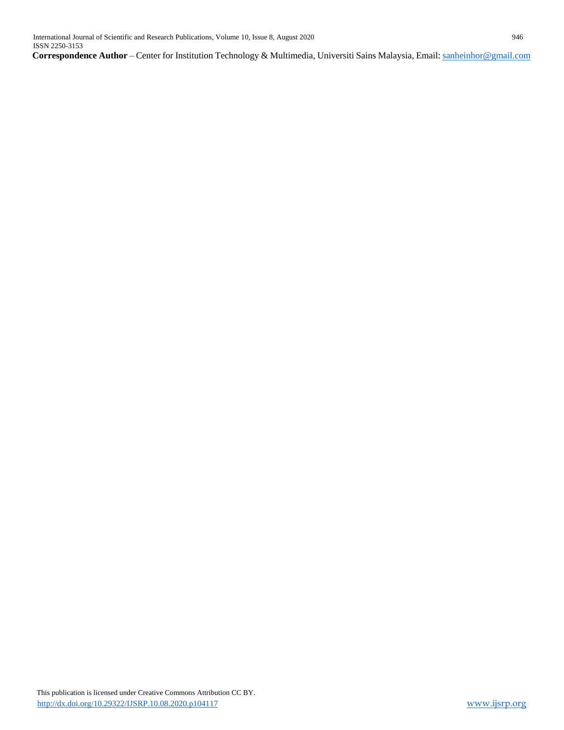**Correspondence Author** – Center for Institution Technology & Multimedia, Universiti Sains Malaysia, Email: sanheinhor@gmail.com